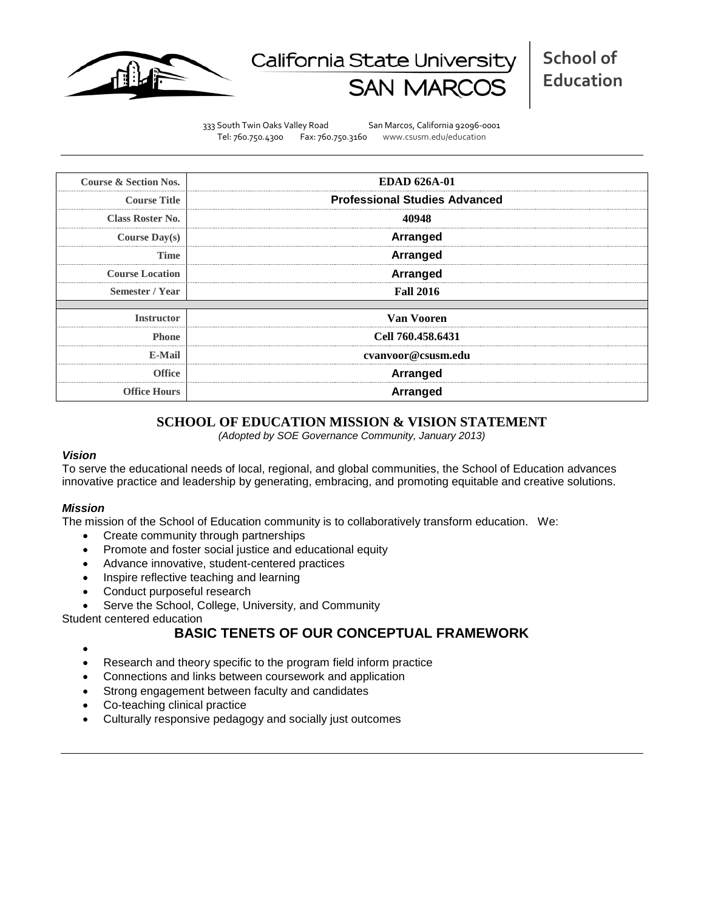California State University SAN MARCOS | School of Education

333 South Twin Oaks Valley Road San Marcos, California 92096-0001
Tel: 760.750.4300 Fax: 760.750.3160 www.csusm.edu/education

| | |
|---|---|
| **Course & Section Nos.** | **EDAD 626A-01** |
| **Course Title** | **Professional Studies Advanced** |
| **Class Roster No.** | **40948** |
| **Course Day(s)** | **Arranged** |
| **Time** | **Arranged** |
| **Course Location** | **Arranged** |
| **Semester / Year** | **Fall 2016** |
| | |
| **Instructor** | **Van Vooren** |
| **Phone** | **Cell 760.458.6431** |
| **E-Mail** | **cvanvoor@csusm.edu** |
| **Office** | **Arranged** |
| **Office Hours** | **Arranged** |

## SCHOOL OF EDUCATION MISSION & VISION STATEMENT

*(Adopted by SOE Governance Community, January 2013)*

### *Vision*

To serve the educational needs of local, regional, and global communities, the School of Education advances innovative practice and leadership by generating, embracing, and promoting equitable and creative solutions.

### *Mission*

The mission of the School of Education community is to collaboratively transform education. We:

- Create community through partnerships
- Promote and foster social justice and educational equity
- Advance innovative, student-centered practices
- Inspire reflective teaching and learning
- Conduct purposeful research
- Serve the School, College, University, and Community

Student centered education

## BASIC TENETS OF OUR CONCEPTUAL FRAMEWORK

- 
- Research and theory specific to the program field inform practice
- Connections and links between coursework and application
- Strong engagement between faculty and candidates
- Co-teaching clinical practice
- Culturally responsive pedagogy and socially just outcomes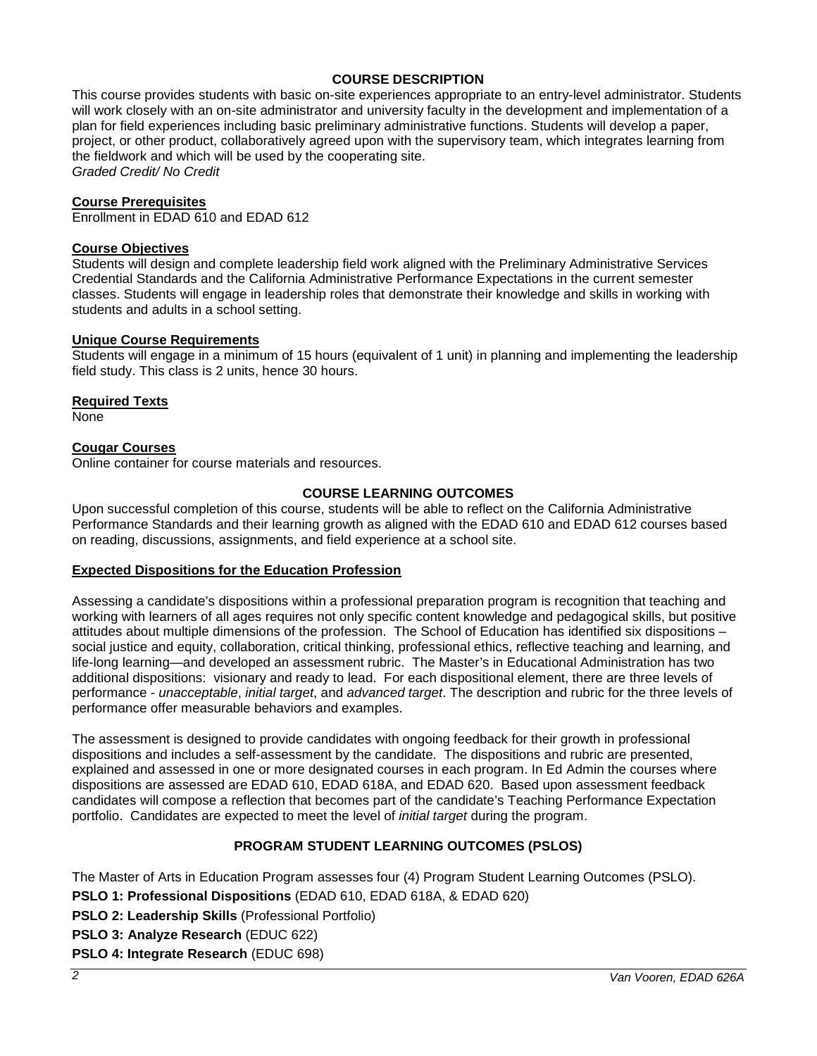## COURSE DESCRIPTION

This course provides students with basic on-site experiences appropriate to an entry-level administrator. Students will work closely with an on-site administrator and university faculty in the development and implementation of a plan for field experiences including basic preliminary administrative functions. Students will develop a paper, project, or other product, collaboratively agreed upon with the supervisory team, which integrates learning from the fieldwork and which will be used by the cooperating site.
*Graded Credit/ No Credit*

### Course Prerequisites

Enrollment in EDAD 610 and EDAD 612

### Course Objectives

Students will design and complete leadership field work aligned with the Preliminary Administrative Services Credential Standards and the California Administrative Performance Expectations in the current semester classes. Students will engage in leadership roles that demonstrate their knowledge and skills in working with students and adults in a school setting.

### Unique Course Requirements

Students will engage in a minimum of 15 hours (equivalent of 1 unit) in planning and implementing the leadership field study. This class is 2 units, hence 30 hours.

### Required Texts

None

### Cougar Courses

Online container for course materials and resources.

## COURSE LEARNING OUTCOMES

Upon successful completion of this course, students will be able to reflect on the California Administrative Performance Standards and their learning growth as aligned with the EDAD 610 and EDAD 612 courses based on reading, discussions, assignments, and field experience at a school site.

### Expected Dispositions for the Education Profession

Assessing a candidate's dispositions within a professional preparation program is recognition that teaching and working with learners of all ages requires not only specific content knowledge and pedagogical skills, but positive attitudes about multiple dimensions of the profession. The School of Education has identified six dispositions – social justice and equity, collaboration, critical thinking, professional ethics, reflective teaching and learning, and life-long learning—and developed an assessment rubric. The Master's in Educational Administration has two additional dispositions: visionary and ready to lead. For each dispositional element, there are three levels of performance - *unacceptable*, *initial target*, and *advanced target*. The description and rubric for the three levels of performance offer measurable behaviors and examples.

The assessment is designed to provide candidates with ongoing feedback for their growth in professional dispositions and includes a self-assessment by the candidate. The dispositions and rubric are presented, explained and assessed in one or more designated courses in each program. In Ed Admin the courses where dispositions are assessed are EDAD 610, EDAD 618A, and EDAD 620. Based upon assessment feedback candidates will compose a reflection that becomes part of the candidate's Teaching Performance Expectation portfolio. Candidates are expected to meet the level of *initial target* during the program.

## PROGRAM STUDENT LEARNING OUTCOMES (PSLOS)

The Master of Arts in Education Program assesses four (4) Program Student Learning Outcomes (PSLO).

**PSLO 1: Professional Dispositions** (EDAD 610, EDAD 618A, & EDAD 620)

**PSLO 2: Leadership Skills** (Professional Portfolio)

**PSLO 3: Analyze Research** (EDUC 622)

**PSLO 4: Integrate Research** (EDUC 698)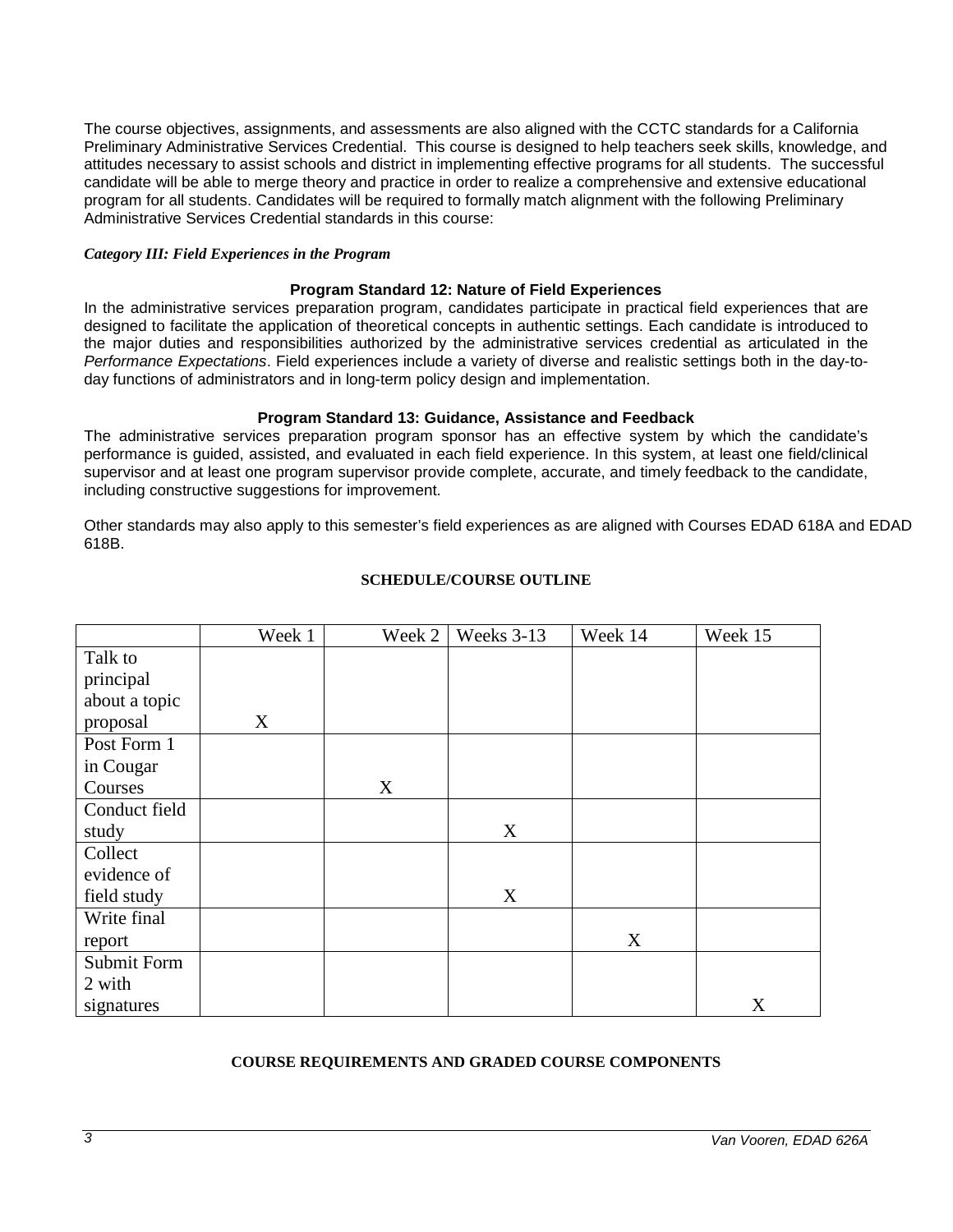The course objectives, assignments, and assessments are also aligned with the CCTC standards for a California Preliminary Administrative Services Credential. This course is designed to help teachers seek skills, knowledge, and attitudes necessary to assist schools and district in implementing effective programs for all students. The successful candidate will be able to merge theory and practice in order to realize a comprehensive and extensive educational program for all students. Candidates will be required to formally match alignment with the following Preliminary Administrative Services Credential standards in this course:

***Category III: Field Experiences in the Program***

**Program Standard 12: Nature of Field Experiences**

In the administrative services preparation program, candidates participate in practical field experiences that are designed to facilitate the application of theoretical concepts in authentic settings. Each candidate is introduced to the major duties and responsibilities authorized by the administrative services credential as articulated in the *Performance Expectations*. Field experiences include a variety of diverse and realistic settings both in the day-to-day functions of administrators and in long-term policy design and implementation.

**Program Standard 13: Guidance, Assistance and Feedback**

The administrative services preparation program sponsor has an effective system by which the candidate's performance is guided, assisted, and evaluated in each field experience. In this system, at least one field/clinical supervisor and at least one program supervisor provide complete, accurate, and timely feedback to the candidate, including constructive suggestions for improvement.

Other standards may also apply to this semester's field experiences as are aligned with Courses EDAD 618A and EDAD 618B.

## SCHEDULE/COURSE OUTLINE

| | Week 1 | Week 2 | Weeks 3-13 | Week 14 | Week 15 |
|---|---|---|---|---|---|
| Talk to principal about a topic proposal | X | | | | |
| Post Form 1 in Cougar Courses | | X | | | |
| Conduct field study | | | X | | |
| Collect evidence of field study | | | X | | |
| Write final report | | | | X | |
| Submit Form 2 with signatures | | | | | X |

## COURSE REQUIREMENTS AND GRADED COURSE COMPONENTS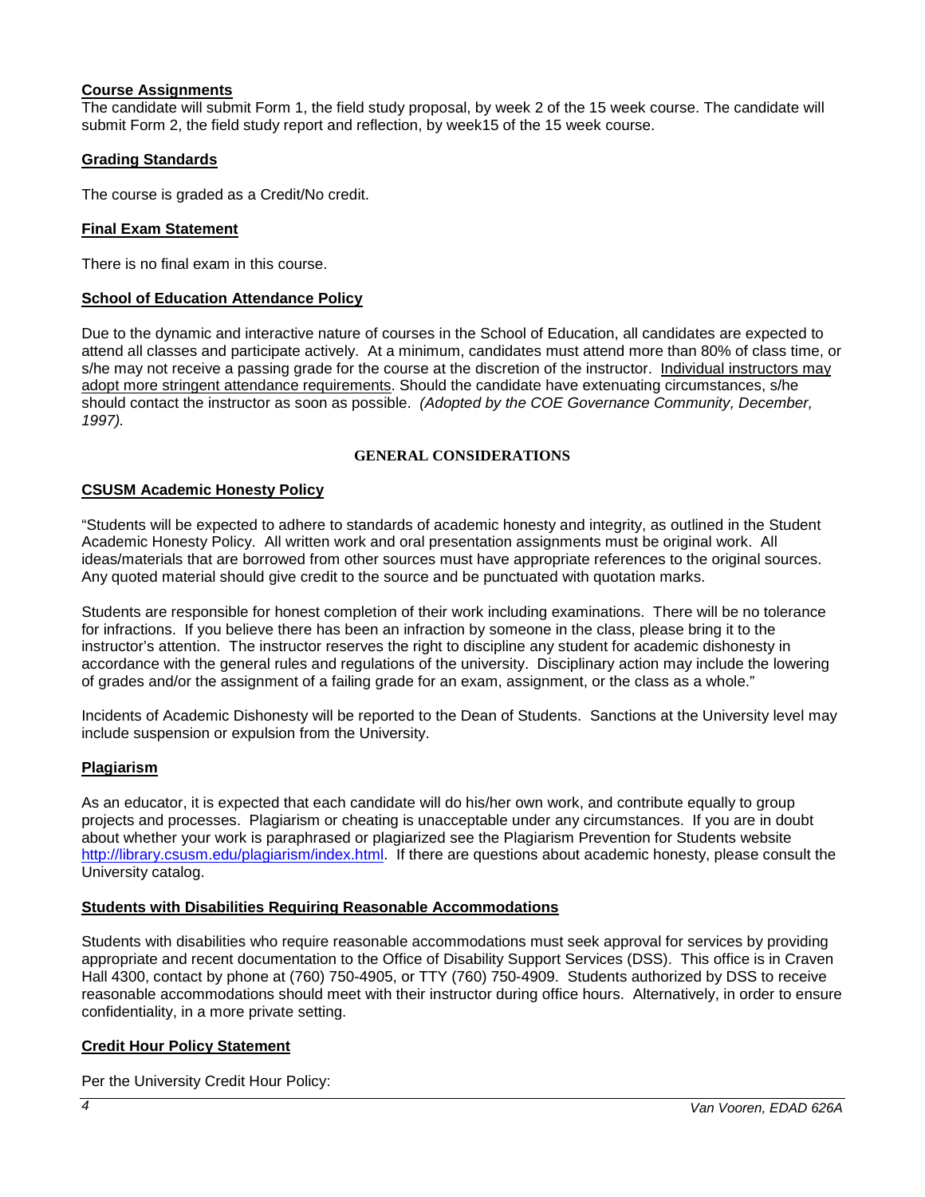## **Course Assignments**

The candidate will submit Form 1, the field study proposal, by week 2 of the 15 week course. The candidate will submit Form 2, the field study report and reflection, by week15 of the 15 week course.

## **Grading Standards**

The course is graded as a Credit/No credit.

## **Final Exam Statement**

There is no final exam in this course.

## **School of Education Attendance Policy**

Due to the dynamic and interactive nature of courses in the School of Education, all candidates are expected to attend all classes and participate actively. At a minimum, candidates must attend more than 80% of class time, or s/he may not receive a passing grade for the course at the discretion of the instructor. Individual instructors may adopt more stringent attendance requirements. Should the candidate have extenuating circumstances, s/he should contact the instructor as soon as possible. *(Adopted by the COE Governance Community, December, 1997).*

# GENERAL CONSIDERATIONS

## **CSUSM Academic Honesty Policy**

"Students will be expected to adhere to standards of academic honesty and integrity, as outlined in the Student Academic Honesty Policy. All written work and oral presentation assignments must be original work. All ideas/materials that are borrowed from other sources must have appropriate references to the original sources. Any quoted material should give credit to the source and be punctuated with quotation marks.

Students are responsible for honest completion of their work including examinations. There will be no tolerance for infractions. If you believe there has been an infraction by someone in the class, please bring it to the instructor's attention. The instructor reserves the right to discipline any student for academic dishonesty in accordance with the general rules and regulations of the university. Disciplinary action may include the lowering of grades and/or the assignment of a failing grade for an exam, assignment, or the class as a whole."

Incidents of Academic Dishonesty will be reported to the Dean of Students. Sanctions at the University level may include suspension or expulsion from the University.

## **Plagiarism**

As an educator, it is expected that each candidate will do his/her own work, and contribute equally to group projects and processes. Plagiarism or cheating is unacceptable under any circumstances. If you are in doubt about whether your work is paraphrased or plagiarized see the Plagiarism Prevention for Students website http://library.csusm.edu/plagiarism/index.html. If there are questions about academic honesty, please consult the University catalog.

## **Students with Disabilities Requiring Reasonable Accommodations**

Students with disabilities who require reasonable accommodations must seek approval for services by providing appropriate and recent documentation to the Office of Disability Support Services (DSS). This office is in Craven Hall 4300, contact by phone at (760) 750-4905, or TTY (760) 750-4909. Students authorized by DSS to receive reasonable accommodations should meet with their instructor during office hours. Alternatively, in order to ensure confidentiality, in a more private setting.

## **Credit Hour Policy Statement**

Per the University Credit Hour Policy: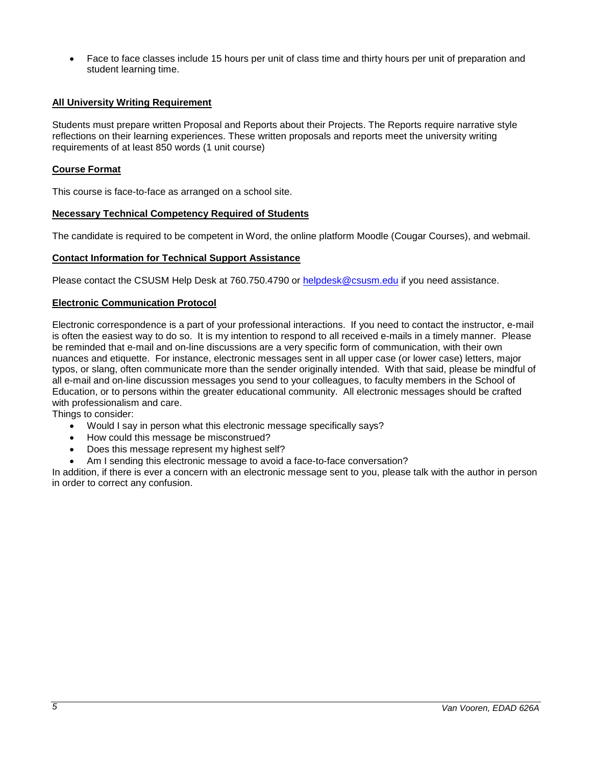- Face to face classes include 15 hours per unit of class time and thirty hours per unit of preparation and student learning time.

### All University Writing Requirement

Students must prepare written Proposal and Reports about their Projects. The Reports require narrative style reflections on their learning experiences. These written proposals and reports meet the university writing requirements of at least 850 words (1 unit course)

### Course Format

This course is face-to-face as arranged on a school site.

### Necessary Technical Competency Required of Students

The candidate is required to be competent in Word, the online platform Moodle (Cougar Courses), and webmail.

### Contact Information for Technical Support Assistance

Please contact the CSUSM Help Desk at 760.750.4790 or [helpdesk@csusm.edu](mailto:helpdesk@csusm.edu) if you need assistance.

### Electronic Communication Protocol

Electronic correspondence is a part of your professional interactions. If you need to contact the instructor, e-mail is often the easiest way to do so. It is my intention to respond to all received e-mails in a timely manner. Please be reminded that e-mail and on-line discussions are a very specific form of communication, with their own nuances and etiquette. For instance, electronic messages sent in all upper case (or lower case) letters, major typos, or slang, often communicate more than the sender originally intended. With that said, please be mindful of all e-mail and on-line discussion messages you send to your colleagues, to faculty members in the School of Education, or to persons within the greater educational community. All electronic messages should be crafted with professionalism and care.

Things to consider:

- Would I say in person what this electronic message specifically says?
- How could this message be misconstrued?
- Does this message represent my highest self?
- Am I sending this electronic message to avoid a face-to-face conversation?

In addition, if there is ever a concern with an electronic message sent to you, please talk with the author in person in order to correct any confusion.